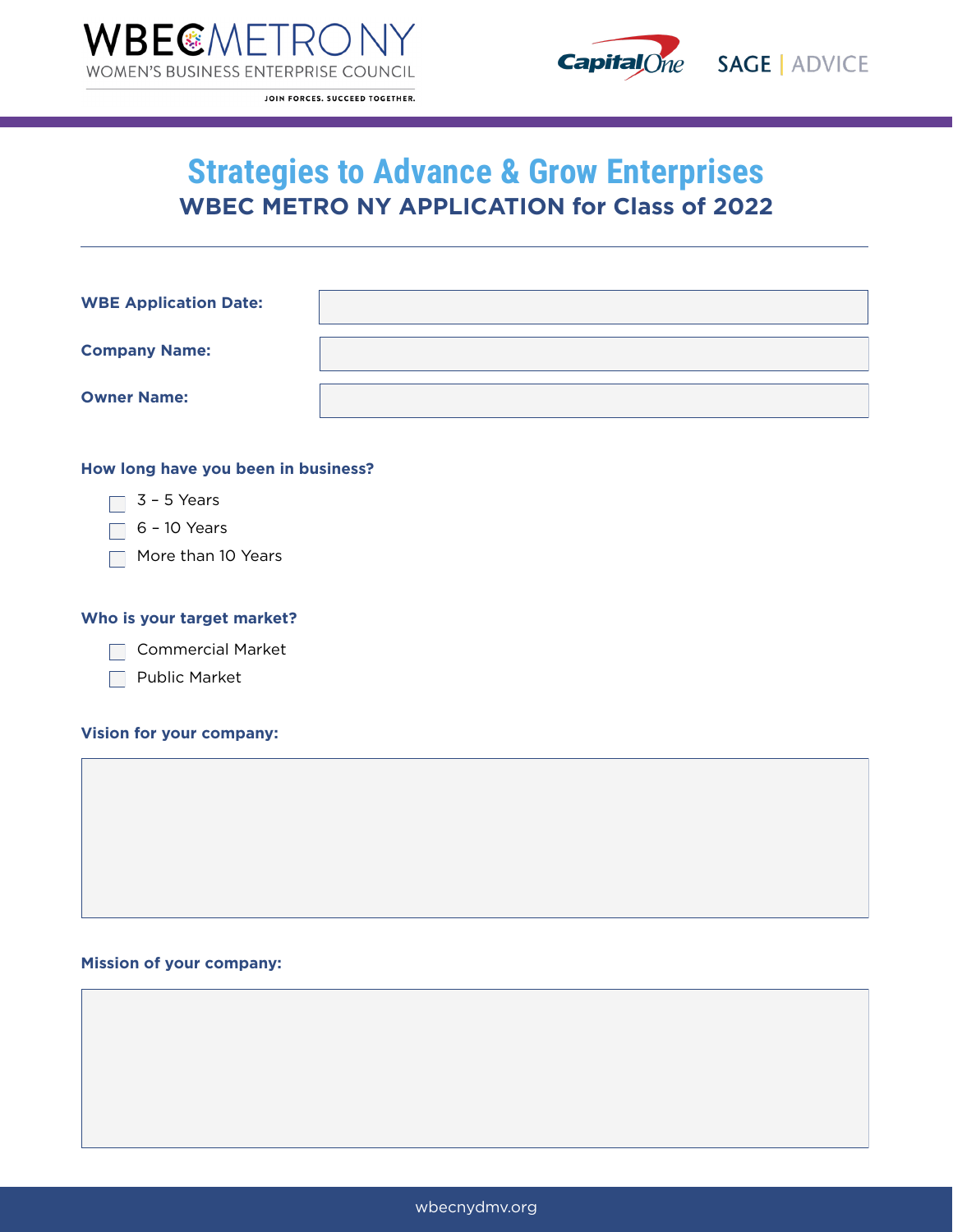WBEC METRO NY
WOMEN'S BUSINESS ENTERPRISE COUNCIL
JOIN FORCES. SUCCEED TOGETHER.

Capital One | SAGE | ADVICE

# Strategies to Advance & Grow Enterprises

## WBEC METRO NY APPLICATION for Class of 2022

**WBE Application Date:**

**Company Name:**

**Owner Name:**

**How long have you been in business?**

- [ ] 3 – 5 Years
- [ ] 6 – 10 Years
- [ ] More than 10 Years

**Who is your target market?**

- [ ] Commercial Market
- [ ] Public Market

**Vision for your company:**

**Mission of your company:**

wbecnydmv.org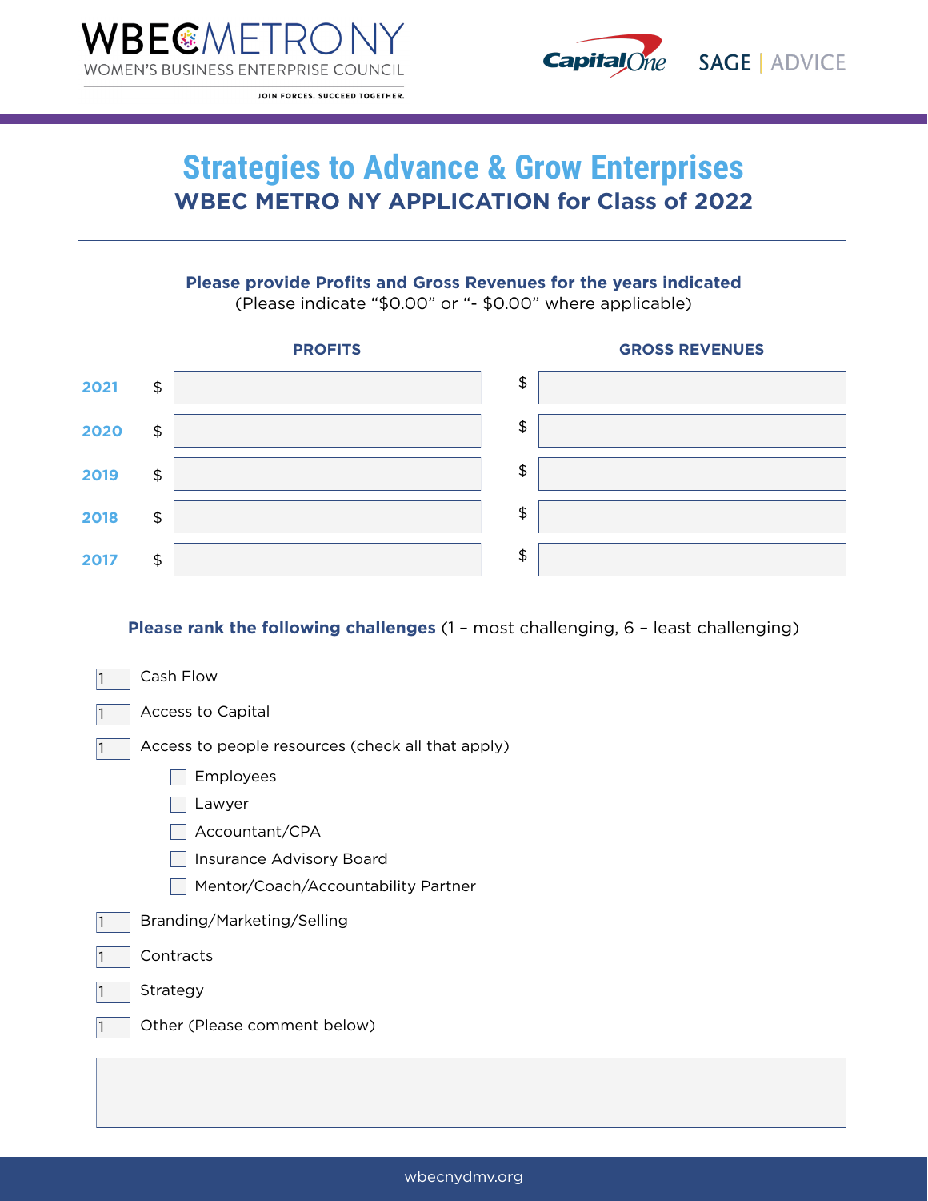WBEC METRO NY
WOMEN'S BUSINESS ENTERPRISE COUNCIL
JOIN FORCES. SUCCEED TOGETHER.

Capital One | SAGE | ADVICE

# Strategies to Advance & Grow Enterprises

## WBEC METRO NY APPLICATION for Class of 2022

**Please provide Profits and Gross Revenues for the years indicated**
(Please indicate "$0.00" or "- $0.00" where applicable)

| | PROFITS | GROSS REVENUES |
|---|---|---|
| 2021 | $ | $ |
| 2020 | $ | $ |
| 2019 | $ | $ |
| 2018 | $ | $ |
| 2017 | $ | $ |

**Please rank the following challenges** (1 – most challenging, 6 – least challenging)

- 1 Cash Flow
- 1 Access to Capital
- 1 Access to people resources (check all that apply)
  - ☐ Employees
  - ☐ Lawyer
  - ☐ Accountant/CPA
  - ☐ Insurance Advisory Board
  - ☐ Mentor/Coach/Accountability Partner
- 1 Branding/Marketing/Selling
- 1 Contracts
- 1 Strategy
- 1 Other (Please comment below)

wbecnydmv.org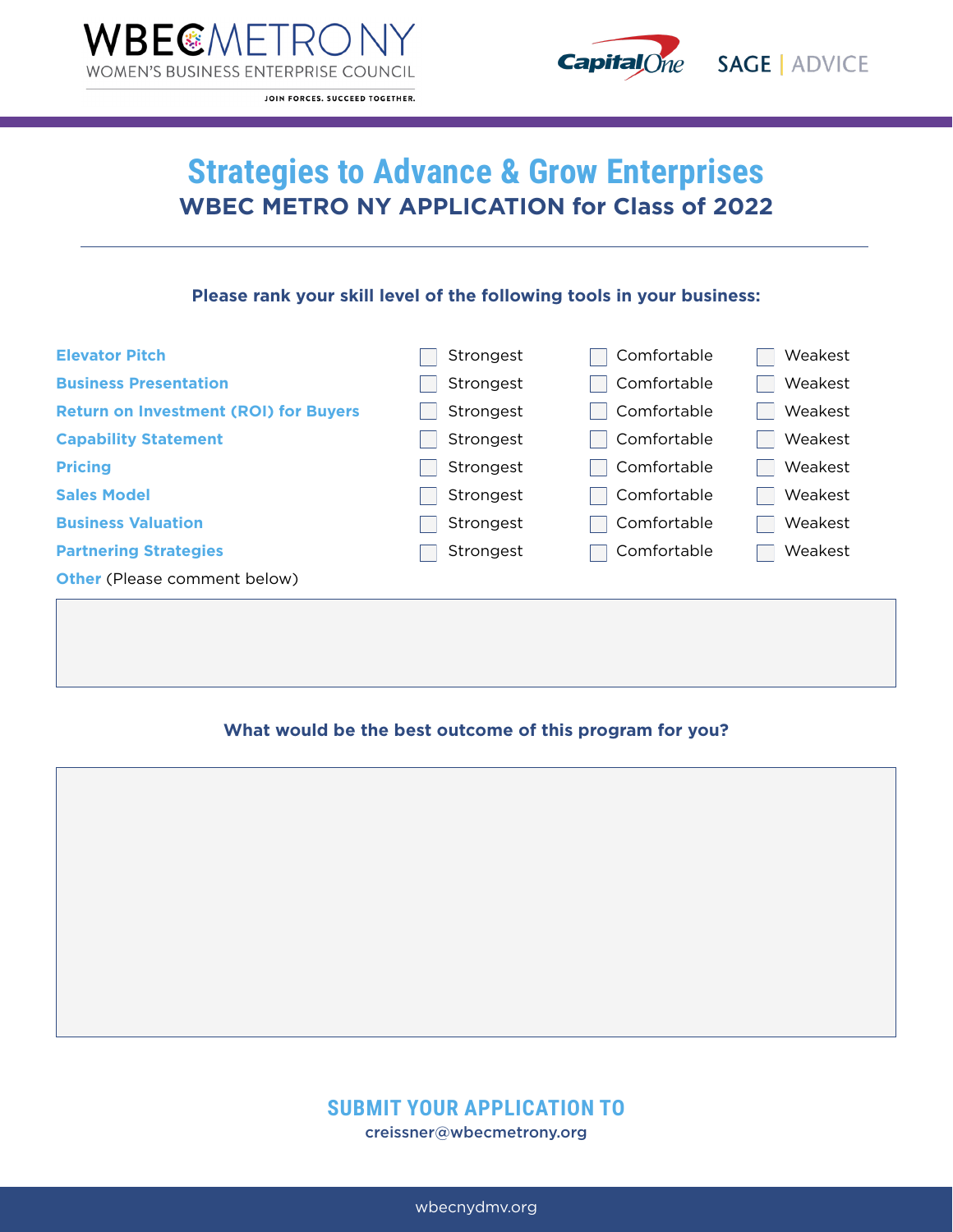WBEC METRO NY
WOMEN'S BUSINESS ENTERPRISE COUNCIL
JOIN FORCES. SUCCEED TOGETHER.

Capital One | SAGE | ADVICE

# Strategies to Advance & Grow Enterprises

## WBEC METRO NY APPLICATION for Class of 2022

**Please rank your skill level of the following tools in your business:**

| | | | |
|---|---|---|---|
| **Elevator Pitch** | ☐ Strongest | ☐ Comfortable | ☐ Weakest |
| **Business Presentation** | ☐ Strongest | ☐ Comfortable | ☐ Weakest |
| **Return on Investment (ROI) for Buyers** | ☐ Strongest | ☐ Comfortable | ☐ Weakest |
| **Capability Statement** | ☐ Strongest | ☐ Comfortable | ☐ Weakest |
| **Pricing** | ☐ Strongest | ☐ Comfortable | ☐ Weakest |
| **Sales Model** | ☐ Strongest | ☐ Comfortable | ☐ Weakest |
| **Business Valuation** | ☐ Strongest | ☐ Comfortable | ☐ Weakest |
| **Partnering Strategies** | ☐ Strongest | ☐ Comfortable | ☐ Weakest |

**Other** (Please comment below)

**What would be the best outcome of this program for you?**

## SUBMIT YOUR APPLICATION TO

creissner@wbecmetrony.org

wbecnydmv.org